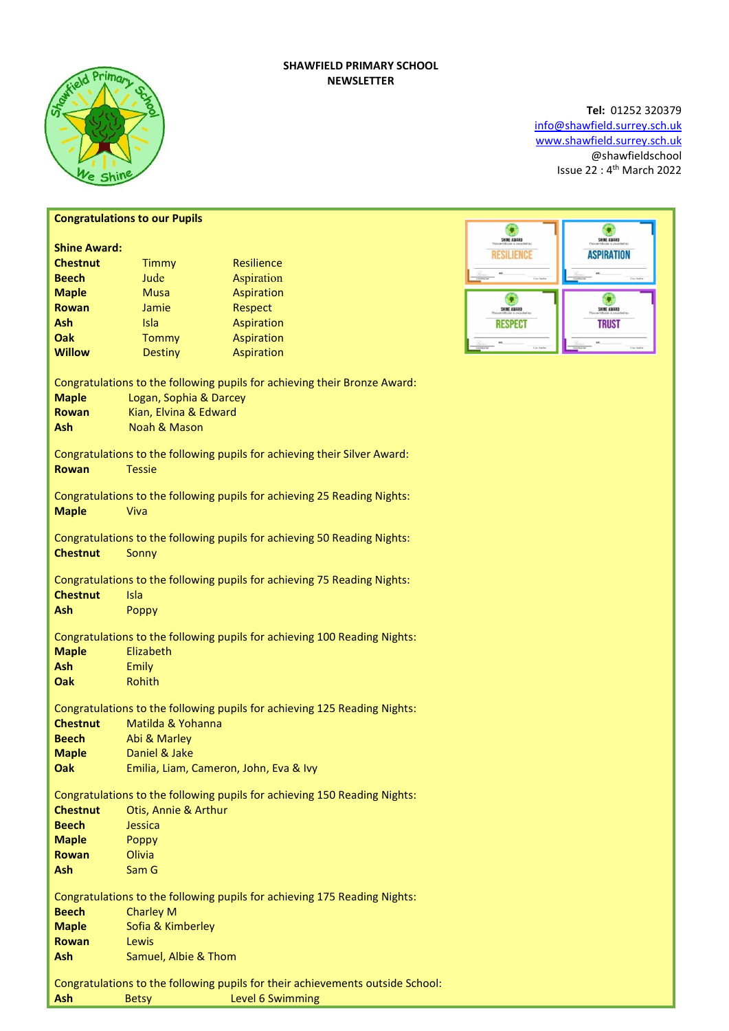# SHAWFIELD PRIMARY SCHOOL NEWSLETTER

**Tel:** 01252 320379
info@shawfield.surrey.sch.uk
www.shawfield.surrey.sch.uk
@shawfieldschool
Issue 22 : 4th March 2022

## Congratulations to our Pupils

**Shine Award:**

| | | |
|---|---|---|
| **Chestnut** | Timmy | Resilience |
| **Beech** | Jude | Aspiration |
| **Maple** | Musa | Aspiration |
| **Rowan** | Jamie | Respect |
| **Ash** | Isla | Aspiration |
| **Oak** | Tommy | Aspiration |
| **Willow** | Destiny | Aspiration |

Congratulations to the following pupils for achieving their Bronze Award:

| | |
|---|---|
| **Maple** | Logan, Sophia & Darcey |
| **Rowan** | Kian, Elvina & Edward |
| **Ash** | Noah & Mason |

Congratulations to the following pupils for achieving their Silver Award:

| | |
|---|---|
| **Rowan** | Tessie |

Congratulations to the following pupils for achieving 25 Reading Nights:

| | |
|---|---|
| **Maple** | Viva |

Congratulations to the following pupils for achieving 50 Reading Nights:

| | |
|---|---|
| **Chestnut** | Sonny |

Congratulations to the following pupils for achieving 75 Reading Nights:

| | |
|---|---|
| **Chestnut** | Isla |
| **Ash** | Poppy |

Congratulations to the following pupils for achieving 100 Reading Nights:

| | |
|---|---|
| **Maple** | Elizabeth |
| **Ash** | Emily |
| **Oak** | Rohith |

Congratulations to the following pupils for achieving 125 Reading Nights:

| | |
|---|---|
| **Chestnut** | Matilda & Yohanna |
| **Beech** | Abi & Marley |
| **Maple** | Daniel & Jake |
| **Oak** | Emilia, Liam, Cameron, John, Eva & Ivy |

Congratulations to the following pupils for achieving 150 Reading Nights:

| | |
|---|---|
| **Chestnut** | Otis, Annie & Arthur |
| **Beech** | Jessica |
| **Maple** | Poppy |
| **Rowan** | Olivia |
| **Ash** | Sam G |

Congratulations to the following pupils for achieving 175 Reading Nights:

| | |
|---|---|
| **Beech** | Charley M |
| **Maple** | Sofia & Kimberley |
| **Rowan** | Lewis |
| **Ash** | Samuel, Albie & Thom |

Congratulations to the following pupils for their achievements outside School:

| | | |
|---|---|---|
| **Ash** | Betsy | Level 6 Swimming |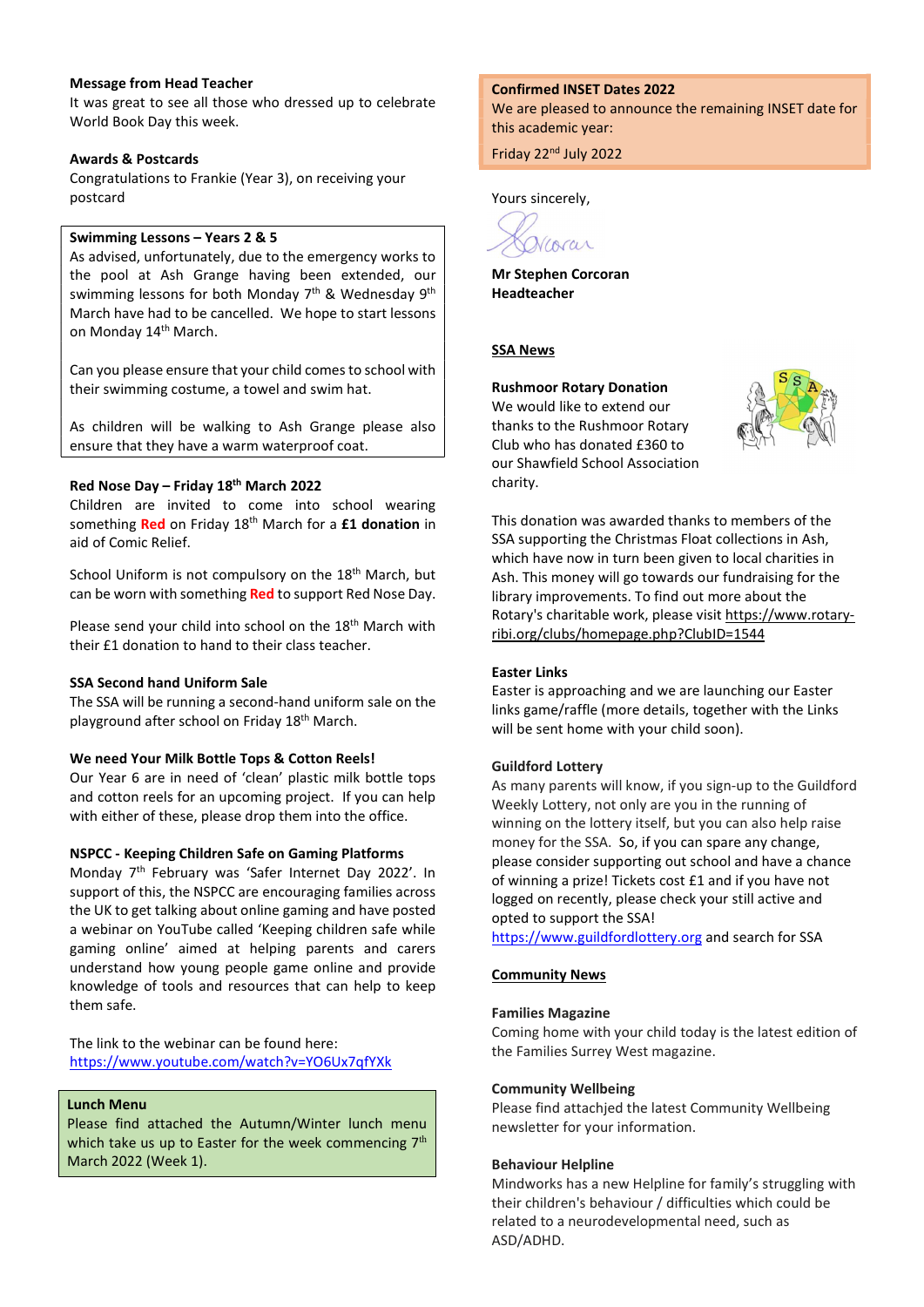**Message from Head Teacher**

It was great to see all those who dressed up to celebrate World Book Day this week.

**Awards & Postcards**

Congratulations to Frankie (Year 3), on receiving your postcard

**Swimming Lessons – Years 2 & 5**

As advised, unfortunately, due to the emergency works to the pool at Ash Grange having been extended, our swimming lessons for both Monday 7th & Wednesday 9th March have had to be cancelled. We hope to start lessons on Monday 14th March.

Can you please ensure that your child comes to school with their swimming costume, a towel and swim hat.

As children will be walking to Ash Grange please also ensure that they have a warm waterproof coat.

**Red Nose Day – Friday 18th March 2022**

Children are invited to come into school wearing something **Red** on Friday 18th March for a **£1 donation** in aid of Comic Relief.

School Uniform is not compulsory on the 18th March, but can be worn with something **Red** to support Red Nose Day.

Please send your child into school on the 18th March with their £1 donation to hand to their class teacher.

**SSA Second hand Uniform Sale**

The SSA will be running a second-hand uniform sale on the playground after school on Friday 18th March.

**We need Your Milk Bottle Tops & Cotton Reels!**

Our Year 6 are in need of 'clean' plastic milk bottle tops and cotton reels for an upcoming project. If you can help with either of these, please drop them into the office.

**NSPCC - Keeping Children Safe on Gaming Platforms**

Monday 7th February was 'Safer Internet Day 2022'. In support of this, the NSPCC are encouraging families across the UK to get talking about online gaming and have posted a webinar on YouTube called 'Keeping children safe while gaming online' aimed at helping parents and carers understand how young people game online and provide knowledge of tools and resources that can help to keep them safe.

The link to the webinar can be found here: https://www.youtube.com/watch?v=YO6Ux7qfYXk

**Lunch Menu**

Please find attached the Autumn/Winter lunch menu which take us up to Easter for the week commencing 7th March 2022 (Week 1).

**Confirmed INSET Dates 2022**

We are pleased to announce the remaining INSET date for this academic year:

Friday 22nd July 2022

Yours sincerely,

**Mr Stephen Corcoran**
**Headteacher**

**SSA News**

**Rushmoor Rotary Donation**

We would like to extend our thanks to the Rushmoor Rotary Club who has donated £360 to our Shawfield School Association charity.

This donation was awarded thanks to members of the SSA supporting the Christmas Float collections in Ash, which have now in turn been given to local charities in Ash. This money will go towards our fundraising for the library improvements. To find out more about the Rotary's charitable work, please visit https://www.rotary-ribi.org/clubs/homepage.php?ClubID=1544

**Easter Links**

Easter is approaching and we are launching our Easter links game/raffle (more details, together with the Links will be sent home with your child soon).

**Guildford Lottery**

As many parents will know, if you sign-up to the Guildford Weekly Lottery, not only are you in the running of winning on the lottery itself, but you can also help raise money for the SSA. So, if you can spare any change, please consider supporting out school and have a chance of winning a prize! Tickets cost £1 and if you have not logged on recently, please check your still active and opted to support the SSA!
https://www.guildfordlottery.org and search for SSA

**Community News**

**Families Magazine**

Coming home with your child today is the latest edition of the Families Surrey West magazine.

**Community Wellbeing**

Please find attachjed the latest Community Wellbeing newsletter for your information.

**Behaviour Helpline**

Mindworks has a new Helpline for family's struggling with their children's behaviour / difficulties which could be related to a neurodevelopmental need, such as ASD/ADHD.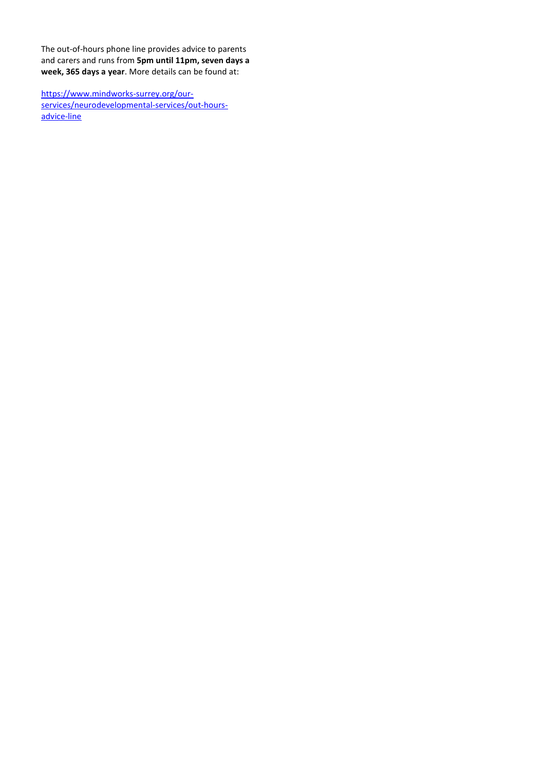The out-of-hours phone line provides advice to parents and carers and runs from **5pm until 11pm, seven days a week, 365 days a year**. More details can be found at:

[https://www.mindworks-surrey.org/our-services/neurodevelopmental-services/out-hours-advice-line](https://www.mindworks-surrey.org/our-services/neurodevelopmental-services/out-hours-advice-line)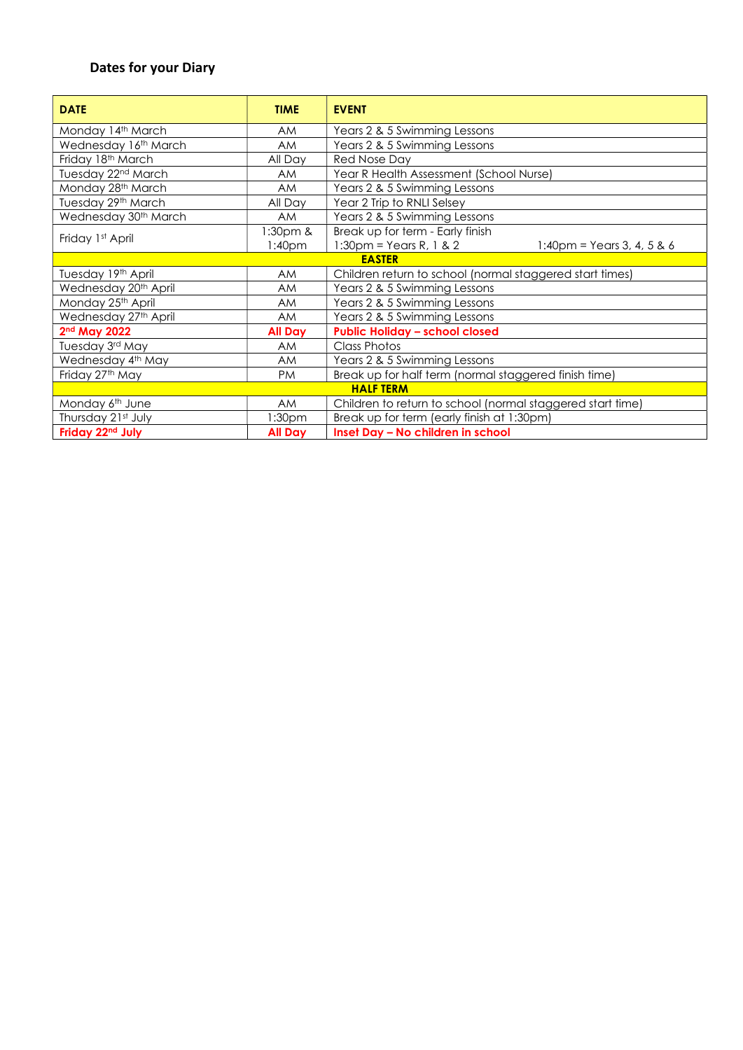## Dates for your Diary

| DATE | TIME | EVENT |
|---|---|---|
| Monday 14th March | AM | Years 2 & 5 Swimming Lessons |
| Wednesday 16th March | AM | Years 2 & 5 Swimming Lessons |
| Friday 18th March | All Day | Red Nose Day |
| Tuesday 22nd March | AM | Year R Health Assessment (School Nurse) |
| Monday 28th March | AM | Years 2 & 5 Swimming Lessons |
| Tuesday 29th March | All Day | Year 2 Trip to RNLI Selsey |
| Wednesday 30th March | AM | Years 2 & 5 Swimming Lessons |
| Friday 1st April | 1:30pm & 1:40pm | Break up for term - Early finish 1:30pm = Years R, 1 & 2 1:40pm = Years 3, 4, 5 & 6 |
| **EASTER** | | |
| Tuesday 19th April | AM | Children return to school (normal staggered start times) |
| Wednesday 20th April | AM | Years 2 & 5 Swimming Lessons |
| Monday 25th April | AM | Years 2 & 5 Swimming Lessons |
| Wednesday 27th April | AM | Years 2 & 5 Swimming Lessons |
| **2nd May 2022** | **All Day** | **Public Holiday – school closed** |
| Tuesday 3rd May | AM | Class Photos |
| Wednesday 4th May | AM | Years 2 & 5 Swimming Lessons |
| Friday 27th May | PM | Break up for half term (normal staggered finish time) |
| **HALF TERM** | | |
| Monday 6th June | AM | Children to return to school (normal staggered start time) |
| Thursday 21st July | 1:30pm | Break up for term (early finish at 1:30pm) |
| **Friday 22nd July** | **All Day** | **Inset Day – No children in school** |